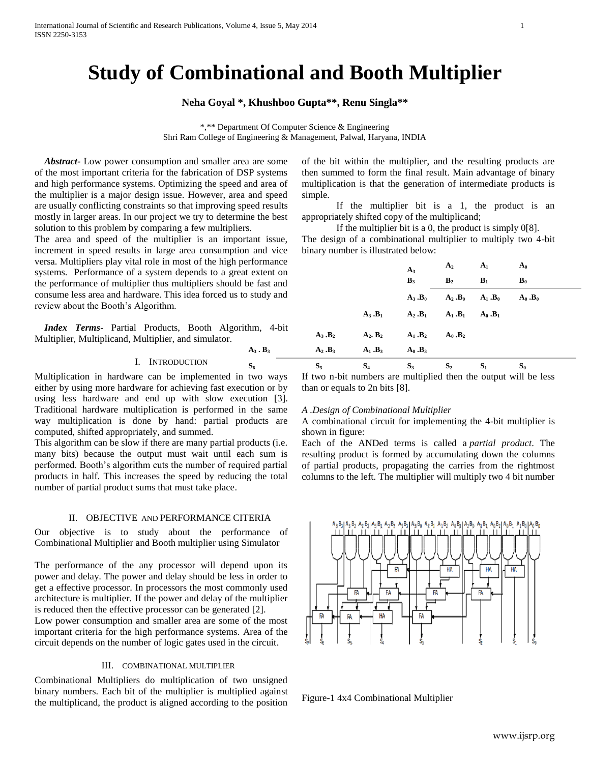# Study of Combinational and Booth Multiplier

**Neha Goyal \*, Khushboo Gupta\*\*, Renu Singla\*\***

\*,\*\* Department Of Computer Science & Engineering
Shri Ram College of Engineering & Management, Palwal, Haryana, INDIA

***Abstract***- Low power consumption and smaller area are some of the most important criteria for the fabrication of DSP systems and high performance systems. Optimizing the speed and area of the multiplier is a major design issue. However, area and speed are usually conflicting constraints so that improving speed results mostly in larger areas. In our project we try to determine the best solution to this problem by comparing a few multipliers.

The area and speed of the multiplier is an important issue, increment in speed results in large area consumption and vice versa. Multipliers play vital role in most of the high performance systems. Performance of a system depends to a great extent on the performance of multiplier thus multipliers should be fast and consume less area and hardware. This idea forced us to study and review about the Booth's Algorithm.

***Index Terms***- Partial Products, Booth Algorithm, 4-bit Multiplier, Multiplicand, Multiplier, and simulator.

## I. Introduction

Multiplication in hardware can be implemented in two ways either by using more hardware for achieving fast execution or by using less hardware and end up with slow execution [3]. Traditional hardware multiplication is performed in the same way multiplication is done by hand: partial products are computed, shifted appropriately, and summed.

This algorithm can be slow if there are many partial products (i.e. many bits) because the output must wait until each sum is performed. Booth's algorithm cuts the number of required partial products in half. This increases the speed by reducing the total number of partial product sums that must take place.

## II. Objective and Performance Citeria

Our objective is to study about the performance of Combinational Multiplier and Booth multiplier using Simulator

The performance of the any processor will depend upon its power and delay. The power and delay should be less in order to get a effective processor. In processors the most commonly used architecture is multiplier. If the power and delay of the multiplier is reduced then the effective processor can be generated [2].

Low power consumption and smaller area are some of the most important criteria for the high performance systems. Area of the circuit depends on the number of logic gates used in the circuit.

## III. Combinational Multiplier

Combinational Multipliers do multiplication of two unsigned binary numbers. Each bit of the multiplier is multiplied against the multiplicand, the product is aligned according to the position of the bit within the multiplier, and the resulting products are then summed to form the final result. Main advantage of binary multiplication is that the generation of intermediate products is simple.

If the multiplier bit is a 1, the product is an appropriately shifted copy of the multiplicand;

If the multiplier bit is a 0, the product is simply 0[8].

The design of a combinational multiplier to multiply two 4-bit binary number is illustrated below:

| | | | | $A_3$ | $A_2$ | $A_1$ | $A_0$ |
|---|---|---|---|---|---|---|---|
| | | | | $B_3$ | $B_2$ | $B_1$ | $B_0$ |
| | | | | $A_3 . B_0$ | $A_2 . B_0$ | $A_1 . B_0$ | $A_0 . B_0$ |
| | | | $A_3 . B_1$ | $A_2 . B_1$ | $A_1 . B_1$ | $A_0 . B_1$ | |
| | | $A_3 . B_2$ | $A_2 . B_2$ | $A_1 . B_2$ | $A_0 . B_2$ | | |
| | $A_3 . B_3$ | $A_2 . B_3$ | $A_1 . B_3$ | $A_0 . B_3$ | | | |
| | $S_6$ | $S_5$ | $S_4$ | $S_3$ | $S_2$ | $S_1$ | $S_0$ |

If two n-bit numbers are multiplied then the output will be less than or equals to 2n bits [8].

*A .Design of Combinational Multiplier*

A combinational circuit for implementing the 4-bit multiplier is shown in figure:

Each of the ANDed terms is called a *partial product.* The resulting product is formed by accumulating down the columns of partial products, propagating the carries from the rightmost columns to the left. The multiplier will multiply two 4 bit number

Figure-1 4x4 Combinational Multiplier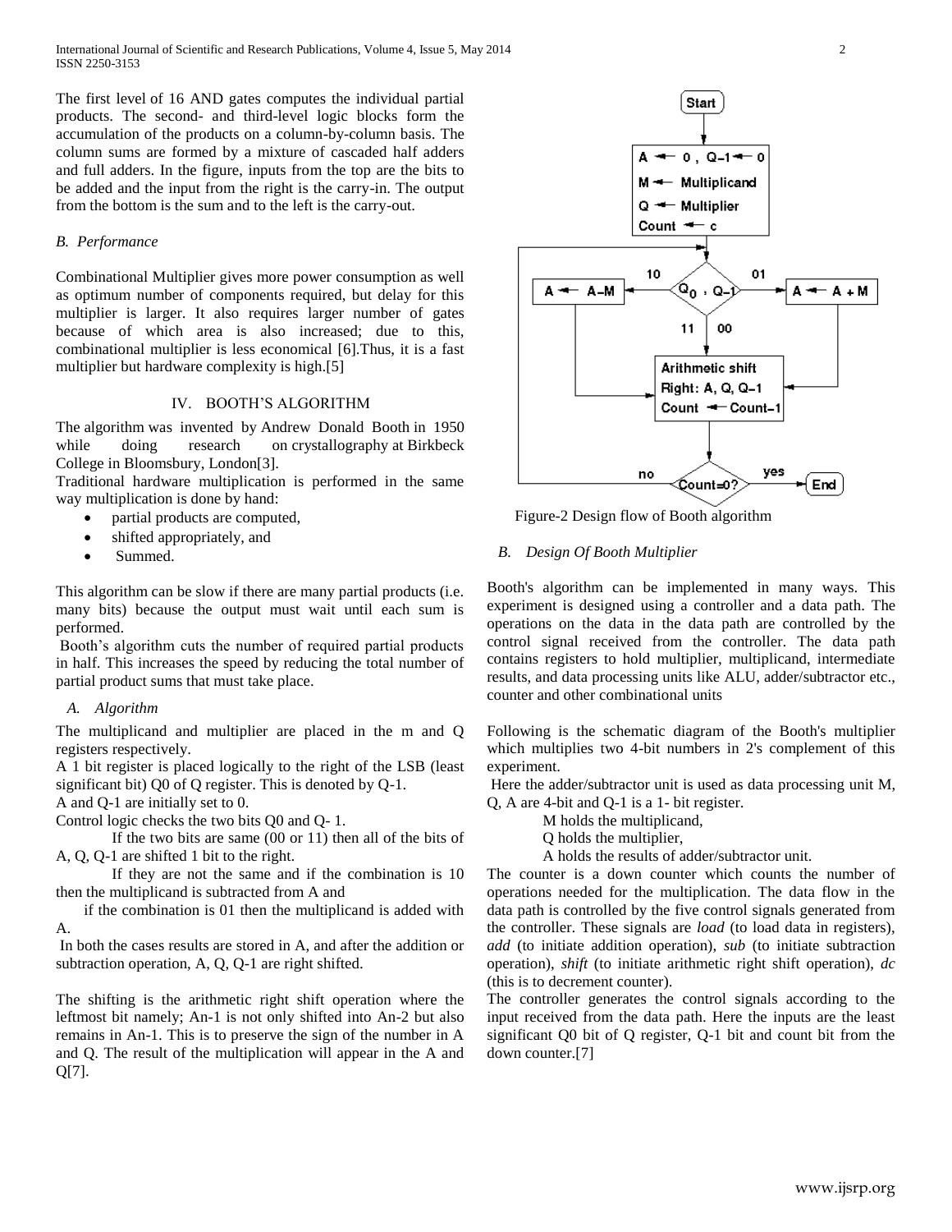The first level of 16 AND gates computes the individual partial products. The second- and third-level logic blocks form the accumulation of the products on a column-by-column basis. The column sums are formed by a mixture of cascaded half adders and full adders. In the figure, inputs from the top are the bits to be added and the input from the right is the carry-in. The output from the bottom is the sum and to the left is the carry-out.

### *B. Performance*

Combinational Multiplier gives more power consumption as well as optimum number of components required, but delay for this multiplier is larger. It also requires larger number of gates because of which area is also increased; due to this, combinational multiplier is less economical [6].Thus, it is a fast multiplier but hardware complexity is high.[5]

## IV. BOOTH'S ALGORITHM

The algorithm was invented by Andrew Donald Booth in 1950 while doing research on crystallography at Birkbeck College in Bloomsbury, London[3].

Traditional hardware multiplication is performed in the same way multiplication is done by hand:

- partial products are computed,
- shifted appropriately, and
- Summed.

This algorithm can be slow if there are many partial products (i.e. many bits) because the output must wait until each sum is performed.

Booth's algorithm cuts the number of required partial products in half. This increases the speed by reducing the total number of partial product sums that must take place.

### *A. Algorithm*

The multiplicand and multiplier are placed in the m and Q registers respectively.

A 1 bit register is placed logically to the right of the LSB (least significant bit) Q0 of Q register. This is denoted by Q-1.

A and Q-1 are initially set to 0.

Control logic checks the two bits Q0 and Q- 1.

If the two bits are same (00 or 11) then all of the bits of A, Q, Q-1 are shifted 1 bit to the right.

If they are not the same and if the combination is 10 then the multiplicand is subtracted from A and

if the combination is 01 then the multiplicand is added with A.

In both the cases results are stored in A, and after the addition or subtraction operation, A, Q, Q-1 are right shifted.

The shifting is the arithmetic right shift operation where the leftmost bit namely; An-1 is not only shifted into An-2 but also remains in An-1. This is to preserve the sign of the number in A and Q. The result of the multiplication will appear in the A and Q[7].

Figure-2 Design flow of Booth algorithm

### *B. Design Of Booth Multiplier*

Booth's algorithm can be implemented in many ways. This experiment is designed using a controller and a data path. The operations on the data in the data path are controlled by the control signal received from the controller. The data path contains registers to hold multiplier, multiplicand, intermediate results, and data processing units like ALU, adder/subtractor etc., counter and other combinational units

Following is the schematic diagram of the Booth's multiplier which multiplies two 4-bit numbers in 2's complement of this experiment.

Here the adder/subtractor unit is used as data processing unit M, Q, A are 4-bit and Q-1 is a 1- bit register.

M holds the multiplicand,

Q holds the multiplier,

A holds the results of adder/subtractor unit.

The counter is a down counter which counts the number of operations needed for the multiplication. The data flow in the data path is controlled by the five control signals generated from the controller. These signals are *load* (to load data in registers), *add* (to initiate addition operation), *sub* (to initiate subtraction operation), *shift* (to initiate arithmetic right shift operation), *dc* (this is to decrement counter).

The controller generates the control signals according to the input received from the data path. Here the inputs are the least significant Q0 bit of Q register, Q-1 bit and count bit from the down counter.[7]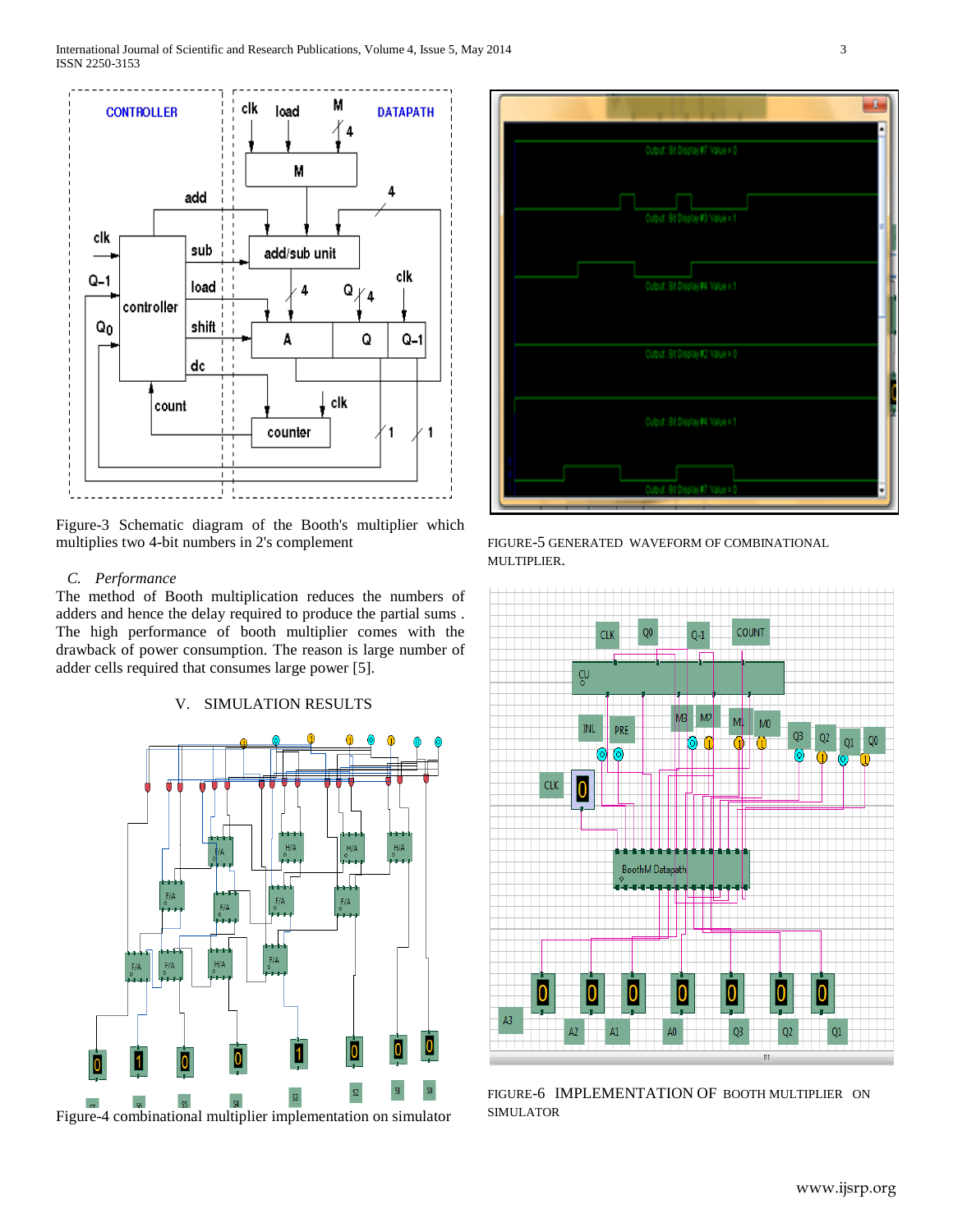Figure-3 Schematic diagram of the Booth's multiplier which multiplies two 4-bit numbers in 2's complement

### *C. Performance*

The method of Booth multiplication reduces the numbers of adders and hence the delay required to produce the partial sums . The high performance of booth multiplier comes with the drawback of power consumption. The reason is large number of adder cells required that consumes large power [5].

## V. SIMULATION RESULTS

Figure-4 combinational multiplier implementation on simulator

FIGURE-5 GENERATED WAVEFORM OF COMBINATIONAL MULTIPLIER.

FIGURE-6 IMPLEMENTATION OF BOOTH MULTIPLIER ON SIMULATOR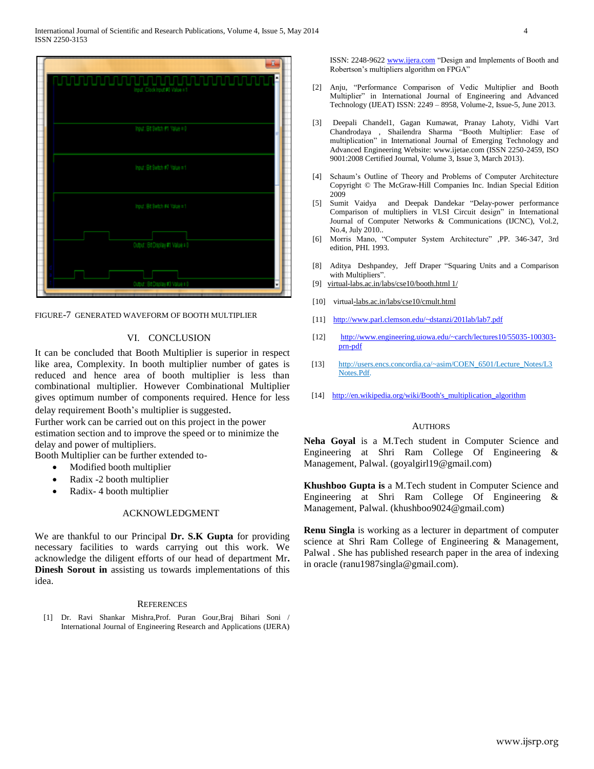FIGURE-7 GENERATED WAVEFORM OF BOOTH MULTIPLIER

## VI. CONCLUSION

It can be concluded that Booth Multiplier is superior in respect like area, Complexity. In booth multiplier number of gates is reduced and hence area of booth multiplier is less than combinational multiplier. However Combinational Multiplier gives optimum number of components required. Hence for less delay requirement Booth's multiplier is suggested.

Further work can be carried out on this project in the power estimation section and to improve the speed or to minimize the delay and power of multipliers.

Booth Multiplier can be further extended to-

- Modified booth multiplier
- Radix -2 booth multiplier
- Radix- 4 booth multiplier

## ACKNOWLEDGMENT

We are thankful to our Principal **Dr. S.K Gupta** for providing necessary facilities to wards carrying out this work. We acknowledge the diligent efforts of our head of department Mr**. Dinesh Sorout in** assisting us towards implementations of this idea.

## REFERENCES

[1] Dr. Ravi Shankar Mishra,Prof. Puran Gour,Braj Bihari Soni / International Journal of Engineering Research and Applications (IJERA) ISSN: 2248-9622 www.ijera.com "Design and Implements of Booth and Robertson's multipliers algorithm on FPGA"

[2] Anju, "Performance Comparison of Vedic Multiplier and Booth Multiplier" in International Journal of Engineering and Advanced Technology (IJEAT) ISSN: 2249 – 8958, Volume-2, Issue-5, June 2013.

[3] Deepali Chandel1, Gagan Kumawat, Pranay Lahoty, Vidhi Vart Chandrodaya , Shailendra Sharma "Booth Multiplier: Ease of multiplication" in International Journal of Emerging Technology and Advanced Engineering Website: www.ijetae.com (ISSN 2250-2459, ISO 9001:2008 Certified Journal, Volume 3, Issue 3, March 2013).

[4] Schaum's Outline of Theory and Problems of Computer Architecture Copyright © The McGraw-Hill Companies Inc. Indian Special Edition 2009

[5] Sumit Vaidya and Deepak Dandekar "Delay-power performance Comparison of multipliers in VLSI Circuit design" in International Journal of Computer Networks & Communications (IJCNC), Vol.2, No.4, July 2010..

[6] Morris Mano, "Computer System Architecture" ,PP. 346-347, 3rd edition, PHI. 1993.

[8] Aditya Deshpandey, Jeff Draper "Squaring Units and a Comparison with Multipliers".

[9] virtual-labs.ac.in/labs/cse10/booth.html 1/

[10] virtual-labs.ac.in/labs/cse10/cmult.html

[11] http://www.parl.clemson.edu/~dstanzi/201lab/lab7.pdf

[12] http://www.engineering.uiowa.edu/~carch/lectures10/55035-100303-prn-pdf

[13] http://users.encs.concordia.ca/~asim/COEN_6501/Lecture_Notes/L3 Notes.Pdf.

[14] http://en.wikipedia.org/wiki/Booth's_multiplication_algorithm

## AUTHORS

**Neha Goyal** is a M.Tech student in Computer Science and Engineering at Shri Ram College Of Engineering & Management, Palwal. (goyalgirl19@gmail.com)

**Khushboo Gupta is** a M.Tech student in Computer Science and Engineering at Shri Ram College Of Engineering & Management, Palwal. (khushboo9024@gmail.com)

**Renu Singla** is working as a lecturer in department of computer science at Shri Ram College of Engineering & Management, Palwal . She has published research paper in the area of indexing in oracle (ranu1987singla@gmail.com).